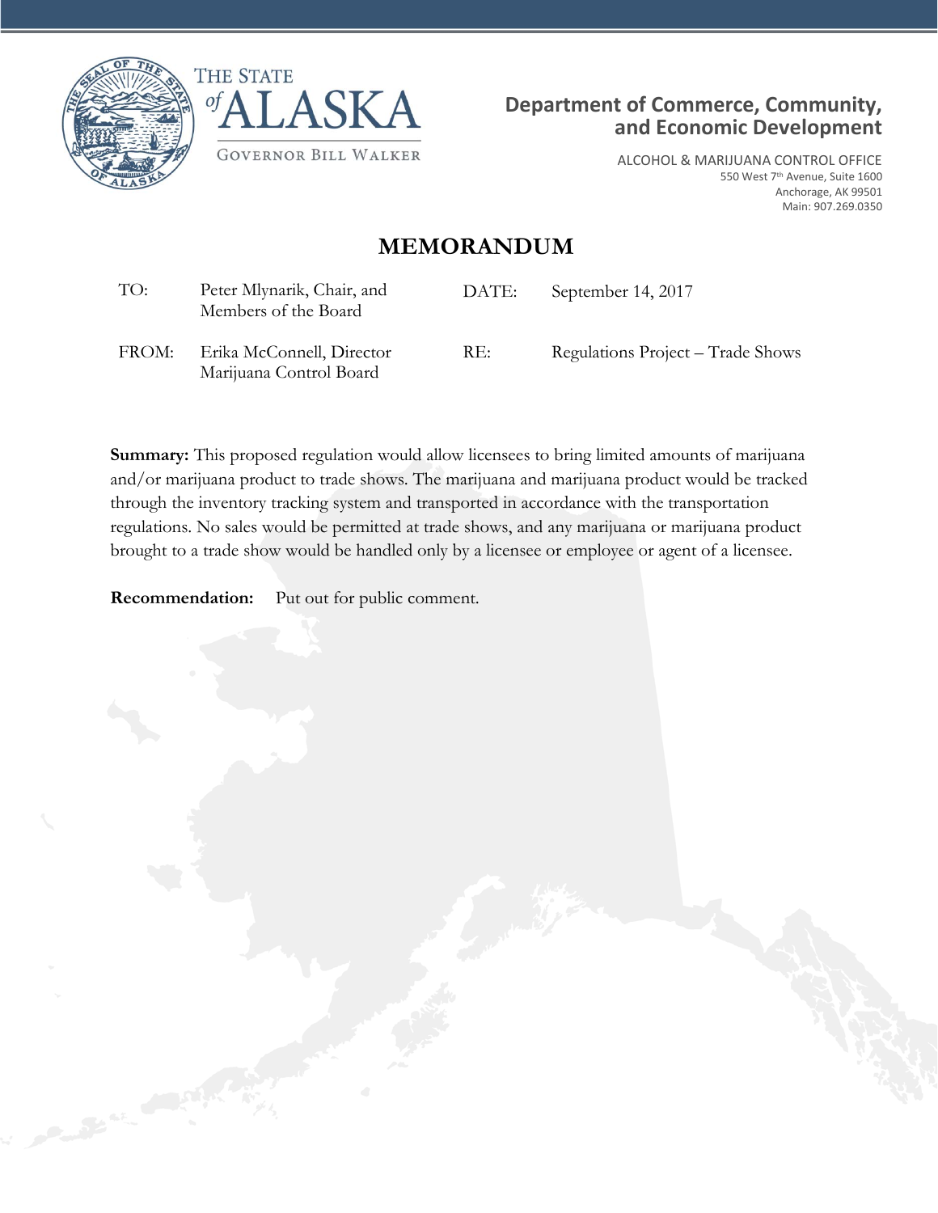THE STATE of ALASKA

GOVERNOR BILL WALKER

**Department of Commerce, Community, and Economic Development**

ALCOHOL & MARIJUANA CONTROL OFFICE
550 West 7th Avenue, Suite 1600
Anchorage, AK 99501
Main: 907.269.0350

# MEMORANDUM

| | | | |
|---|---|---|---|
| TO: | Peter Mlynarik, Chair, and Members of the Board | DATE: | September 14, 2017 |
| FROM: | Erika McConnell, Director Marijuana Control Board | RE: | Regulations Project – Trade Shows |

**Summary:** This proposed regulation would allow licensees to bring limited amounts of marijuana and/or marijuana product to trade shows. The marijuana and marijuana product would be tracked through the inventory tracking system and transported in accordance with the transportation regulations. No sales would be permitted at trade shows, and any marijuana or marijuana product brought to a trade show would be handled only by a licensee or employee or agent of a licensee.

**Recommendation:** Put out for public comment.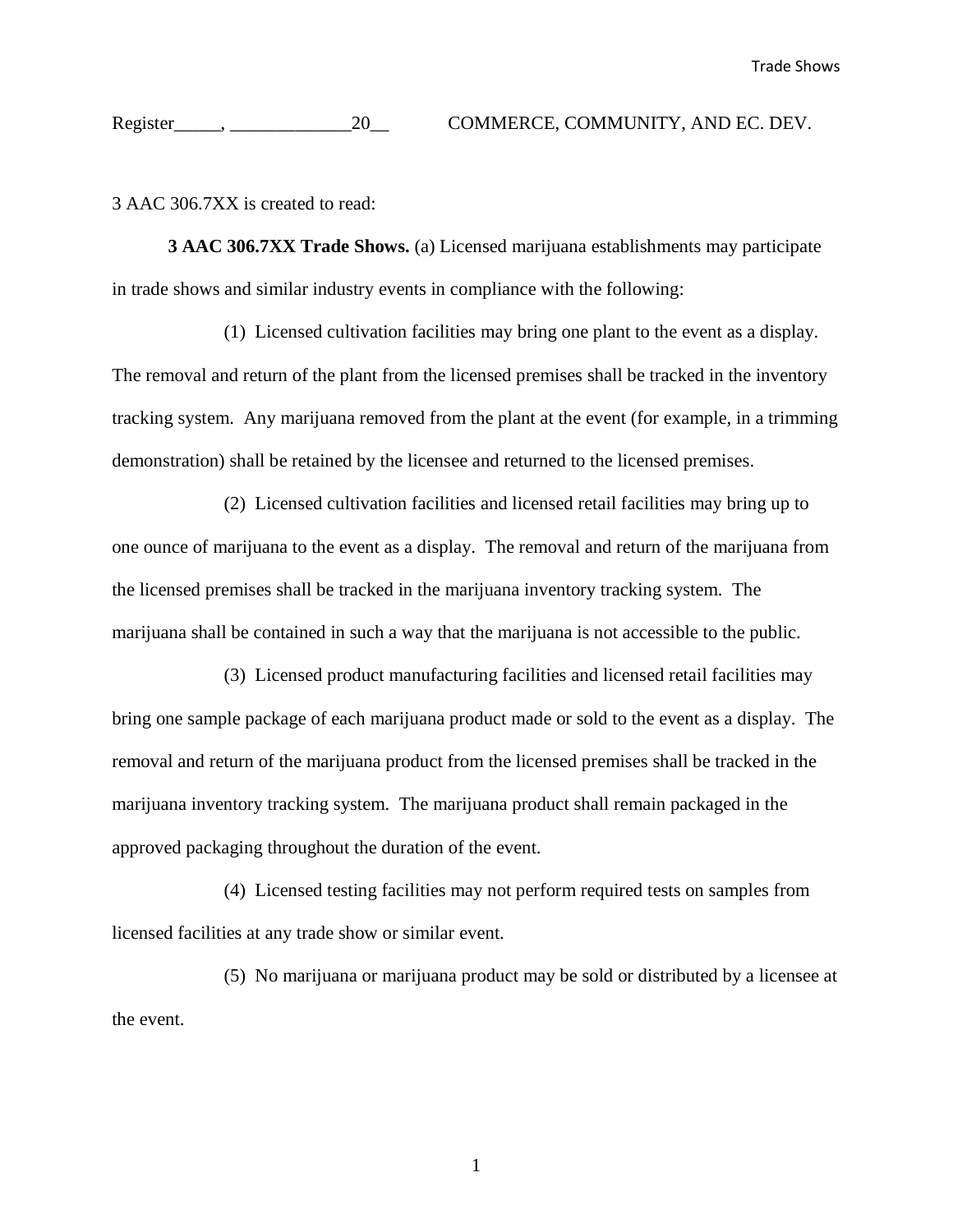Register_____, _____________20__ COMMERCE, COMMUNITY, AND EC. DEV.

3 AAC 306.7XX is created to read:

**3 AAC 306.7XX Trade Shows.** (a) Licensed marijuana establishments may participate in trade shows and similar industry events in compliance with the following:

(1) Licensed cultivation facilities may bring one plant to the event as a display. The removal and return of the plant from the licensed premises shall be tracked in the inventory tracking system. Any marijuana removed from the plant at the event (for example, in a trimming demonstration) shall be retained by the licensee and returned to the licensed premises.

(2) Licensed cultivation facilities and licensed retail facilities may bring up to one ounce of marijuana to the event as a display. The removal and return of the marijuana from the licensed premises shall be tracked in the marijuana inventory tracking system. The marijuana shall be contained in such a way that the marijuana is not accessible to the public.

(3) Licensed product manufacturing facilities and licensed retail facilities may bring one sample package of each marijuana product made or sold to the event as a display. The removal and return of the marijuana product from the licensed premises shall be tracked in the marijuana inventory tracking system. The marijuana product shall remain packaged in the approved packaging throughout the duration of the event.

(4) Licensed testing facilities may not perform required tests on samples from licensed facilities at any trade show or similar event.

(5) No marijuana or marijuana product may be sold or distributed by a licensee at the event.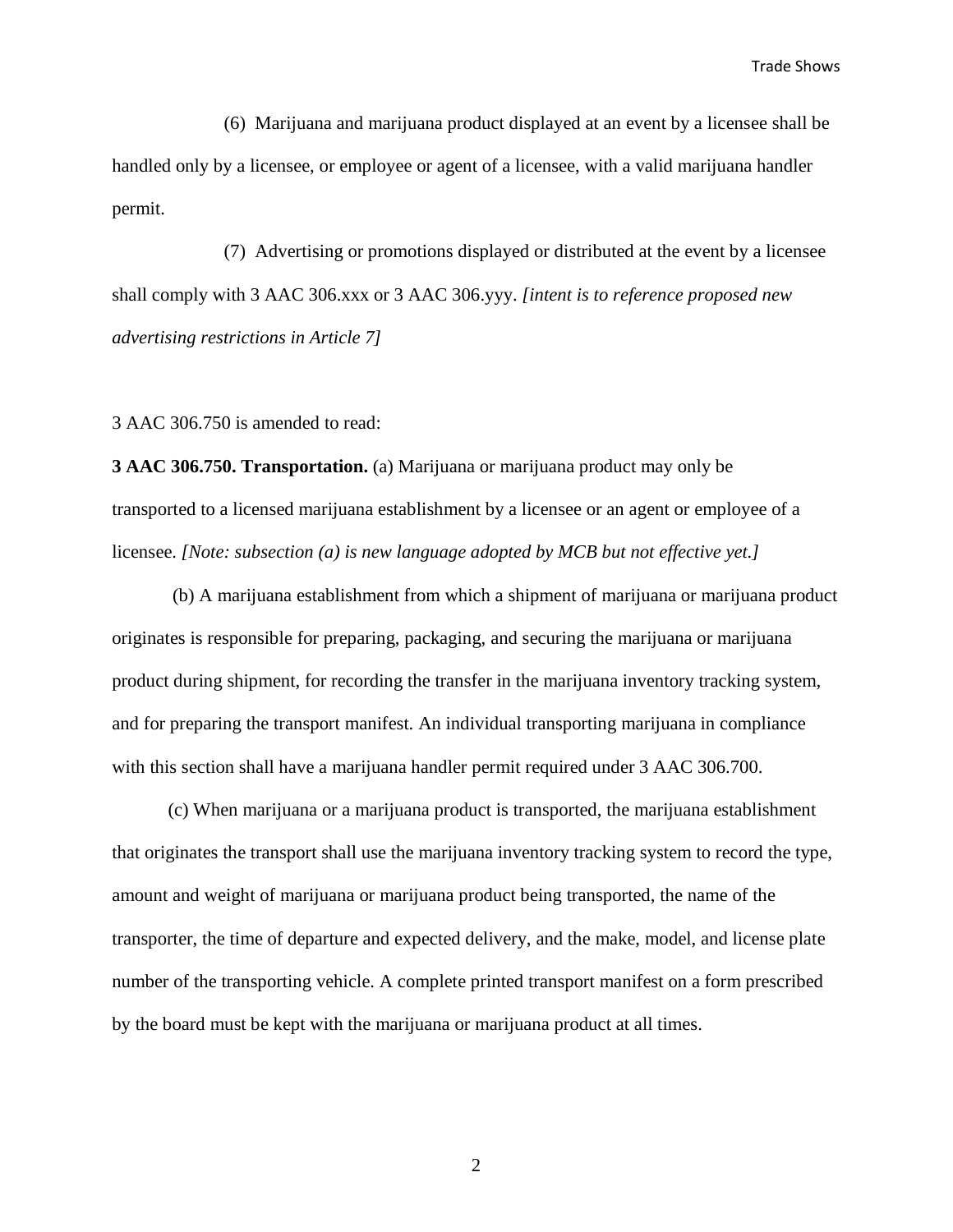(6) Marijuana and marijuana product displayed at an event by a licensee shall be handled only by a licensee, or employee or agent of a licensee, with a valid marijuana handler permit.

(7) Advertising or promotions displayed or distributed at the event by a licensee shall comply with 3 AAC 306.xxx or 3 AAC 306.yyy. *[intent is to reference proposed new advertising restrictions in Article 7]*

3 AAC 306.750 is amended to read:

**3 AAC 306.750. Transportation.** (a) Marijuana or marijuana product may only be transported to a licensed marijuana establishment by a licensee or an agent or employee of a licensee. *[Note: subsection (a) is new language adopted by MCB but not effective yet.]*

(b) A marijuana establishment from which a shipment of marijuana or marijuana product originates is responsible for preparing, packaging, and securing the marijuana or marijuana product during shipment, for recording the transfer in the marijuana inventory tracking system, and for preparing the transport manifest. An individual transporting marijuana in compliance with this section shall have a marijuana handler permit required under 3 AAC 306.700.

(c) When marijuana or a marijuana product is transported, the marijuana establishment that originates the transport shall use the marijuana inventory tracking system to record the type, amount and weight of marijuana or marijuana product being transported, the name of the transporter, the time of departure and expected delivery, and the make, model, and license plate number of the transporting vehicle. A complete printed transport manifest on a form prescribed by the board must be kept with the marijuana or marijuana product at all times.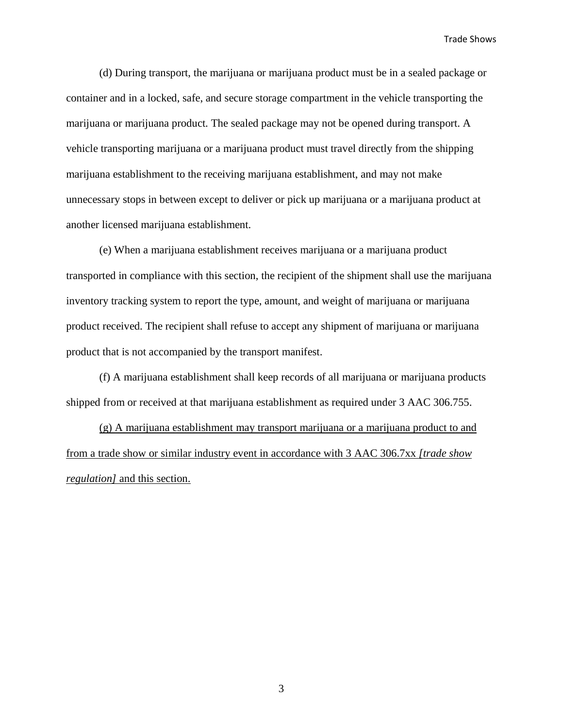(d) During transport, the marijuana or marijuana product must be in a sealed package or container and in a locked, safe, and secure storage compartment in the vehicle transporting the marijuana or marijuana product. The sealed package may not be opened during transport. A vehicle transporting marijuana or a marijuana product must travel directly from the shipping marijuana establishment to the receiving marijuana establishment, and may not make unnecessary stops in between except to deliver or pick up marijuana or a marijuana product at another licensed marijuana establishment.

(e) When a marijuana establishment receives marijuana or a marijuana product transported in compliance with this section, the recipient of the shipment shall use the marijuana inventory tracking system to report the type, amount, and weight of marijuana or marijuana product received. The recipient shall refuse to accept any shipment of marijuana or marijuana product that is not accompanied by the transport manifest.

(f) A marijuana establishment shall keep records of all marijuana or marijuana products shipped from or received at that marijuana establishment as required under 3 AAC 306.755.

<u>(g) A marijuana establishment may transport marijuana or a marijuana product to and from a trade show or similar industry event in accordance with 3 AAC 306.7xx *[trade show regulation]* and this section.</u>